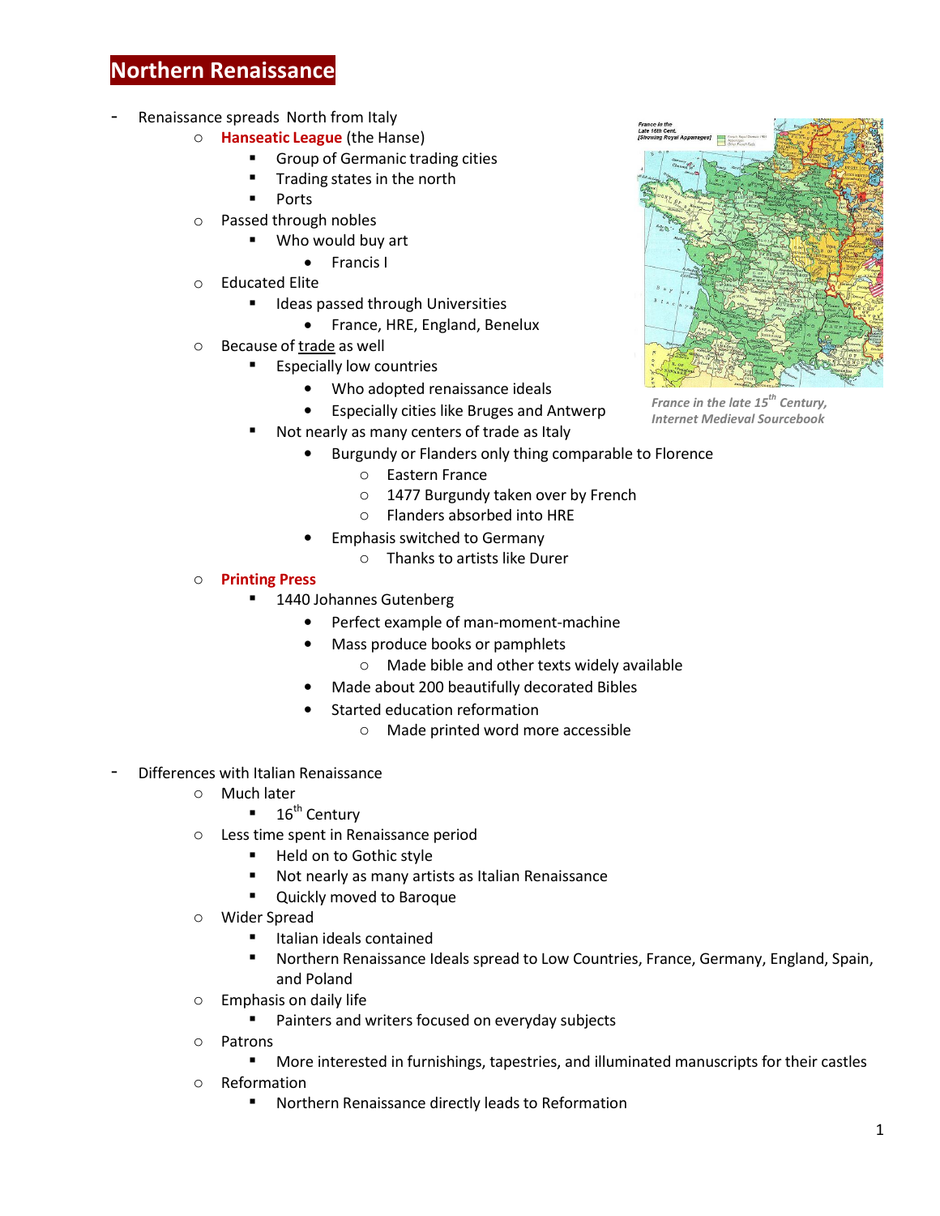// Northern Renaissance

# Northern Renaissance

- Renaissance spreads North from Italy
  - **Hanseatic League** (the Hanse)
    - Group of Germanic trading cities
    - Trading states in the north
    - Ports
  - Passed through nobles
    - Who would buy art
      - Francis I
  - Educated Elite
    - Ideas passed through Universities
      - France, HRE, England, Benelux
  - Because of trade as well
    - Especially low countries
      - Who adopted renaissance ideals
      - Especially cities like Bruges and Antwerp
    - Not nearly as many centers of trade as Italy
      - Burgundy or Flanders only thing comparable to Florence
        - Eastern France
        - 1477 Burgundy taken over by French
        - Flanders absorbed into HRE
      - Emphasis switched to Germany
        - Thanks to artists like Durer
  - **Printing Press**
    - 1440 Johannes Gutenberg
      - Perfect example of man-moment-machine
      - Mass produce books or pamphlets
        - Made bible and other texts widely available
      - Made about 200 beautifully decorated Bibles
      - Started education reformation
        - Made printed word more accessible

*France in the late 15th Century, Internet Medieval Sourcebook*

- Differences with Italian Renaissance
  - Much later
    - 16th Century
  - Less time spent in Renaissance period
    - Held on to Gothic style
    - Not nearly as many artists as Italian Renaissance
    - Quickly moved to Baroque
  - Wider Spread
    - Italian ideals contained
    - Northern Renaissance Ideals spread to Low Countries, France, Germany, England, Spain, and Poland
  - Emphasis on daily life
    - Painters and writers focused on everyday subjects
  - Patrons
    - More interested in furnishings, tapestries, and illuminated manuscripts for their castles
  - Reformation
    - Northern Renaissance directly leads to Reformation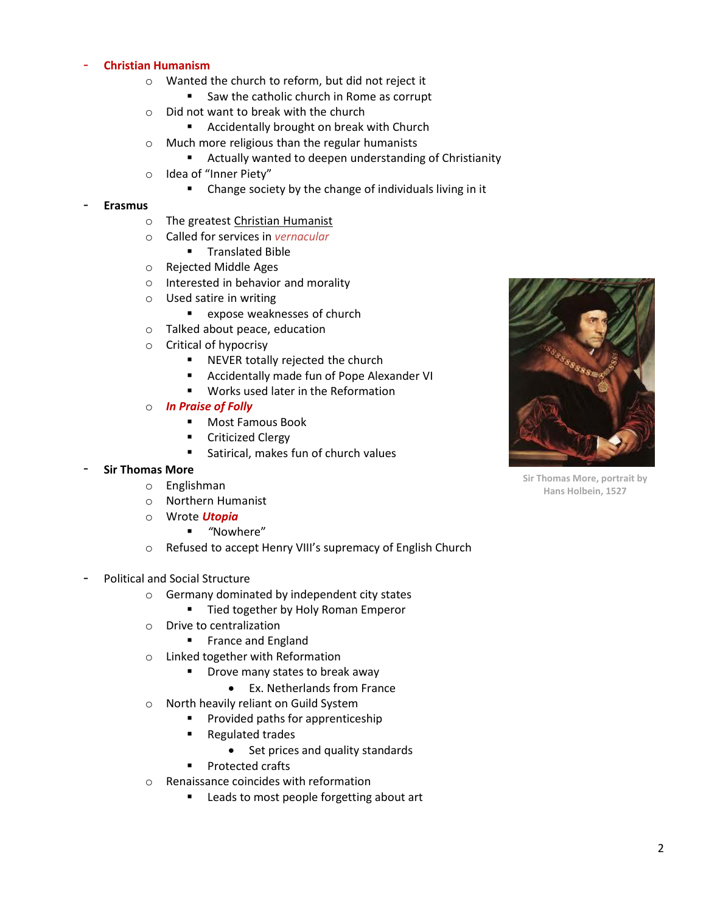- **Christian Humanism**
    - Wanted the church to reform, but did not reject it
        - Saw the catholic church in Rome as corrupt
    - Did not want to break with the church
        - Accidentally brought on break with Church
    - Much more religious than the regular humanists
        - Actually wanted to deepen understanding of Christianity
    - Idea of "Inner Piety"
        - Change society by the change of individuals living in it
- **Erasmus**
    - The greatest Christian Humanist
    - Called for services in *vernacular*
        - Translated Bible
    - Rejected Middle Ages
    - Interested in behavior and morality
    - Used satire in writing
        - expose weaknesses of church
    - Talked about peace, education
    - Critical of hypocrisy
        - NEVER totally rejected the church
        - Accidentally made fun of Pope Alexander VI
        - Works used later in the Reformation
    - ***In Praise of Folly***
        - Most Famous Book
        - Criticized Clergy
        - Satirical, makes fun of church values
- **Sir Thomas More**
    - Englishman
    - Northern Humanist
    - Wrote ***Utopia***
        - "Nowhere"
    - Refused to accept Henry VIII's supremacy of English Church

Sir Thomas More, portrait by Hans Holbein, 1527

- Political and Social Structure
    - Germany dominated by independent city states
        - Tied together by Holy Roman Emperor
    - Drive to centralization
        - France and England
    - Linked together with Reformation
        - Drove many states to break away
            - Ex. Netherlands from France
    - North heavily reliant on Guild System
        - Provided paths for apprenticeship
        - Regulated trades
            - Set prices and quality standards
        - Protected crafts
    - Renaissance coincides with reformation
        - Leads to most people forgetting about art